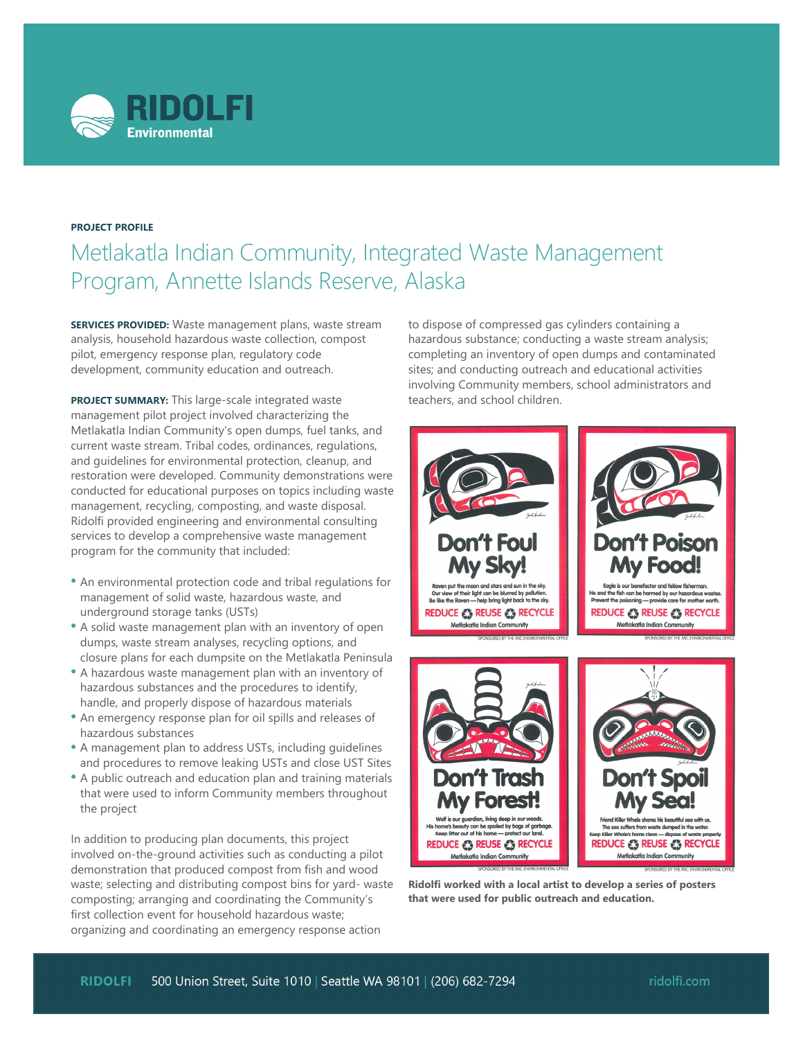RIDOLFI Environmental

**PROJECT PROFILE**

# Metlakatla Indian Community, Integrated Waste Management Program, Annette Islands Reserve, Alaska

**SERVICES PROVIDED:** Waste management plans, waste stream analysis, household hazardous waste collection, compost pilot, emergency response plan, regulatory code development, community education and outreach.

**PROJECT SUMMARY:** This large-scale integrated waste management pilot project involved characterizing the Metlakatla Indian Community's open dumps, fuel tanks, and current waste stream. Tribal codes, ordinances, regulations, and guidelines for environmental protection, cleanup, and restoration were developed. Community demonstrations were conducted for educational purposes on topics including waste management, recycling, composting, and waste disposal. Ridolfi provided engineering and environmental consulting services to develop a comprehensive waste management program for the community that included:

- An environmental protection code and tribal regulations for management of solid waste, hazardous waste, and underground storage tanks (USTs)
- A solid waste management plan with an inventory of open dumps, waste stream analyses, recycling options, and closure plans for each dumpsite on the Metlakatla Peninsula
- A hazardous waste management plan with an inventory of hazardous substances and the procedures to identify, handle, and properly dispose of hazardous materials
- An emergency response plan for oil spills and releases of hazardous substances
- A management plan to address USTs, including guidelines and procedures to remove leaking USTs and close UST Sites
- A public outreach and education plan and training materials that were used to inform Community members throughout the project

In addition to producing plan documents, this project involved on-the-ground activities such as conducting a pilot demonstration that produced compost from fish and wood waste; selecting and distributing compost bins for yard- waste composting; arranging and coordinating the Community's first collection event for household hazardous waste; organizing and coordinating an emergency response action to dispose of compressed gas cylinders containing a hazardous substance; conducting a waste stream analysis; completing an inventory of open dumps and contaminated sites; and conducting outreach and educational activities involving Community members, school administrators and teachers, and school children.

**Ridolfi worked with a local artist to develop a series of posters that were used for public outreach and education.**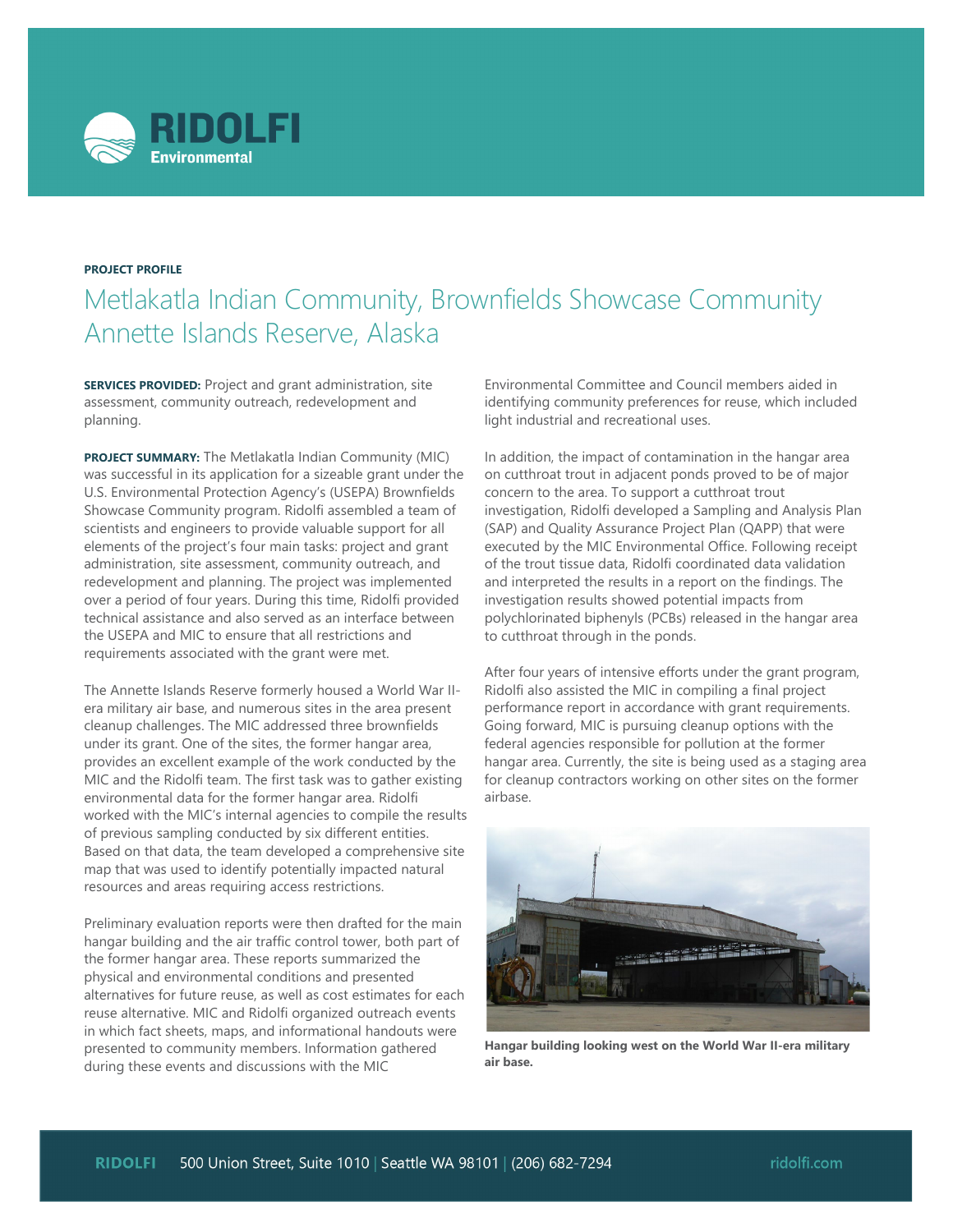**PROJECT PROFILE**

# Metlakatla Indian Community, Brownfields Showcase Community Annette Islands Reserve, Alaska

**SERVICES PROVIDED:** Project and grant administration, site assessment, community outreach, redevelopment and planning.

**PROJECT SUMMARY:** The Metlakatla Indian Community (MIC) was successful in its application for a sizeable grant under the U.S. Environmental Protection Agency's (USEPA) Brownfields Showcase Community program. Ridolfi assembled a team of scientists and engineers to provide valuable support for all elements of the project's four main tasks: project and grant administration, site assessment, community outreach, and redevelopment and planning. The project was implemented over a period of four years. During this time, Ridolfi provided technical assistance and also served as an interface between the USEPA and MIC to ensure that all restrictions and requirements associated with the grant were met.

The Annette Islands Reserve formerly housed a World War II-era military air base, and numerous sites in the area present cleanup challenges. The MIC addressed three brownfields under its grant. One of the sites, the former hangar area, provides an excellent example of the work conducted by the MIC and the Ridolfi team. The first task was to gather existing environmental data for the former hangar area. Ridolfi worked with the MIC's internal agencies to compile the results of previous sampling conducted by six different entities. Based on that data, the team developed a comprehensive site map that was used to identify potentially impacted natural resources and areas requiring access restrictions.

Preliminary evaluation reports were then drafted for the main hangar building and the air traffic control tower, both part of the former hangar area. These reports summarized the physical and environmental conditions and presented alternatives for future reuse, as well as cost estimates for each reuse alternative. MIC and Ridolfi organized outreach events in which fact sheets, maps, and informational handouts were presented to community members. Information gathered during these events and discussions with the MIC Environmental Committee and Council members aided in identifying community preferences for reuse, which included light industrial and recreational uses.

In addition, the impact of contamination in the hangar area on cutthroat trout in adjacent ponds proved to be of major concern to the area. To support a cutthroat trout investigation, Ridolfi developed a Sampling and Analysis Plan (SAP) and Quality Assurance Project Plan (QAPP) that were executed by the MIC Environmental Office. Following receipt of the trout tissue data, Ridolfi coordinated data validation and interpreted the results in a report on the findings. The investigation results showed potential impacts from polychlorinated biphenyls (PCBs) released in the hangar area to cutthroat through in the ponds.

After four years of intensive efforts under the grant program, Ridolfi also assisted the MIC in compiling a final project performance report in accordance with grant requirements. Going forward, MIC is pursuing cleanup options with the federal agencies responsible for pollution at the former hangar area. Currently, the site is being used as a staging area for cleanup contractors working on other sites on the former airbase.

**Hangar building looking west on the World War II-era military air base.**